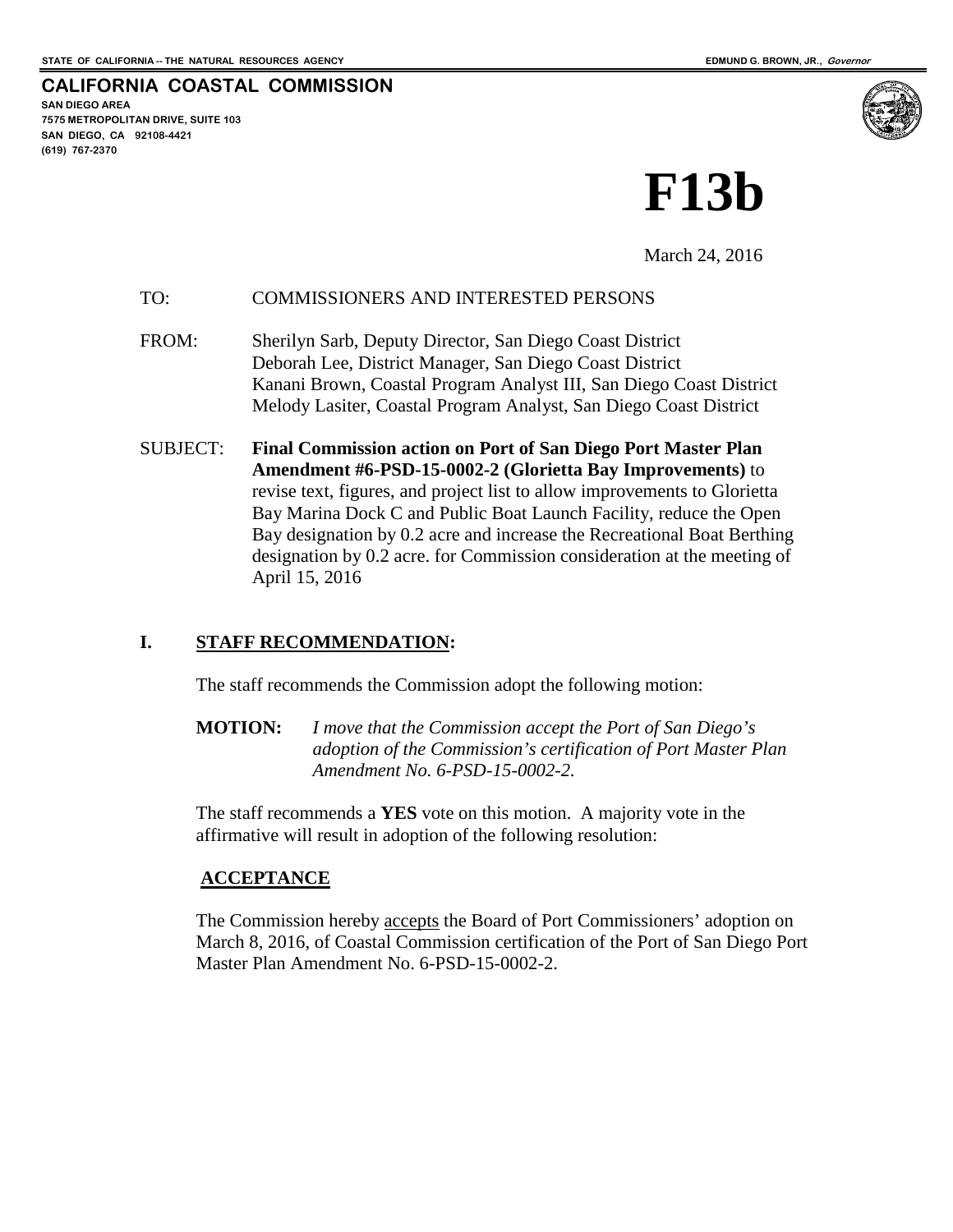STATE OF CALIFORNIA -- THE NATURAL RESOURCES AGENCY

EDMUND G. BROWN, JR., *Governor*

**CALIFORNIA COASTAL COMMISSION**

SAN DIEGO AREA
7575 METROPOLITAN DRIVE, SUITE 103
SAN DIEGO, CA 92108-4421
(619) 767-2370

# F13b

March 24, 2016

TO: COMMISSIONERS AND INTERESTED PERSONS

FROM: Sherilyn Sarb, Deputy Director, San Diego Coast District
Deborah Lee, District Manager, San Diego Coast District
Kanani Brown, Coastal Program Analyst III, San Diego Coast District
Melody Lasiter, Coastal Program Analyst, San Diego Coast District

SUBJECT: **Final Commission action on Port of San Diego Port Master Plan Amendment #6-PSD-15-0002-2 (Glorietta Bay Improvements)** to revise text, figures, and project list to allow improvements to Glorietta Bay Marina Dock C and Public Boat Launch Facility, reduce the Open Bay designation by 0.2 acre and increase the Recreational Boat Berthing designation by 0.2 acre. for Commission consideration at the meeting of April 15, 2016

## I. STAFF RECOMMENDATION:

The staff recommends the Commission adopt the following motion:

**MOTION:** *I move that the Commission accept the Port of San Diego's adoption of the Commission's certification of Port Master Plan Amendment No. 6-PSD-15-0002-2.*

The staff recommends a **YES** vote on this motion. A majority vote in the affirmative will result in adoption of the following resolution:

**ACCEPTANCE**

The Commission hereby accepts the Board of Port Commissioners' adoption on March 8, 2016, of Coastal Commission certification of the Port of San Diego Port Master Plan Amendment No. 6-PSD-15-0002-2.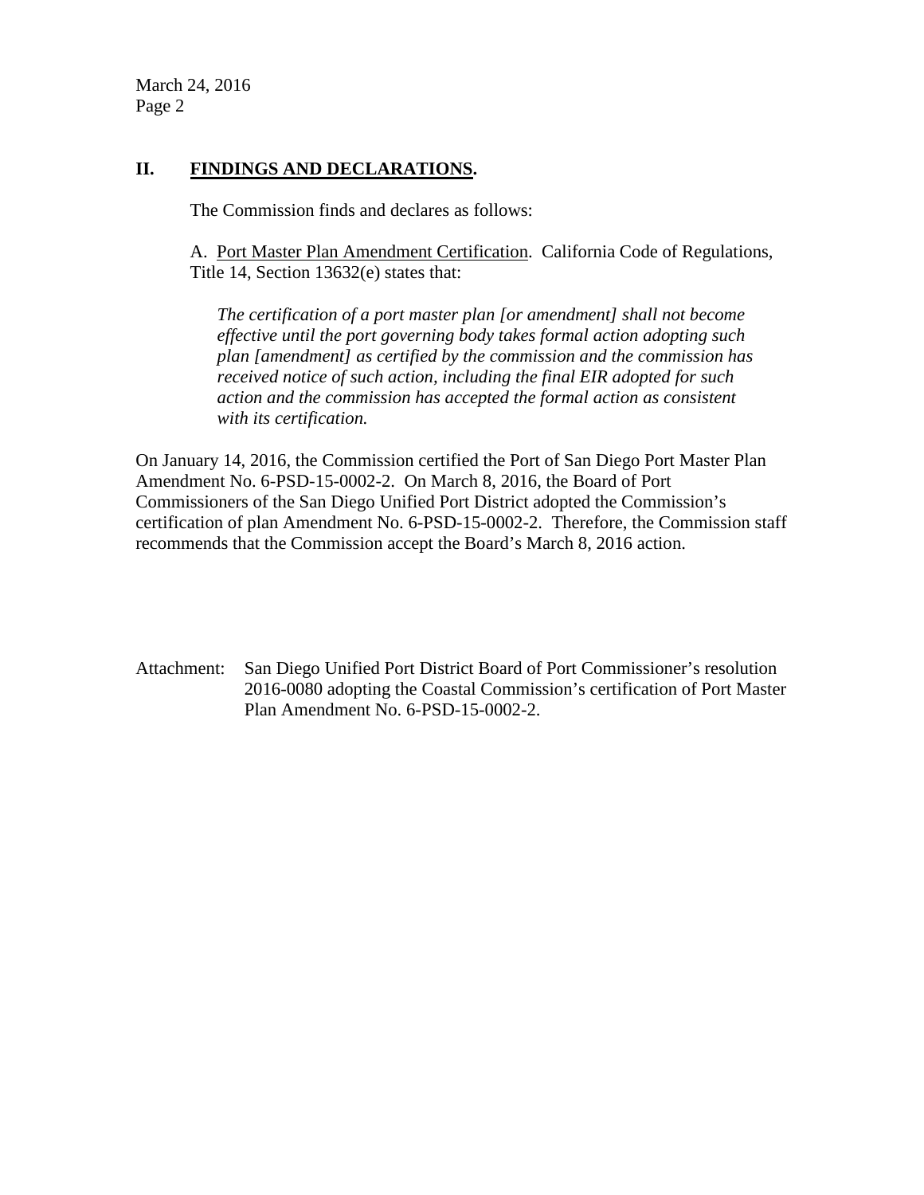## II. FINDINGS AND DECLARATIONS.

The Commission finds and declares as follows:

A. Port Master Plan Amendment Certification. California Code of Regulations, Title 14, Section 13632(e) states that:

> *The certification of a port master plan [or amendment] shall not become effective until the port governing body takes formal action adopting such plan [amendment] as certified by the commission and the commission has received notice of such action, including the final EIR adopted for such action and the commission has accepted the formal action as consistent with its certification.*

On January 14, 2016, the Commission certified the Port of San Diego Port Master Plan Amendment No. 6-PSD-15-0002-2. On March 8, 2016, the Board of Port Commissioners of the San Diego Unified Port District adopted the Commission's certification of plan Amendment No. 6-PSD-15-0002-2. Therefore, the Commission staff recommends that the Commission accept the Board's March 8, 2016 action.

Attachment: San Diego Unified Port District Board of Port Commissioner's resolution 2016-0080 adopting the Coastal Commission's certification of Port Master Plan Amendment No. 6-PSD-15-0002-2.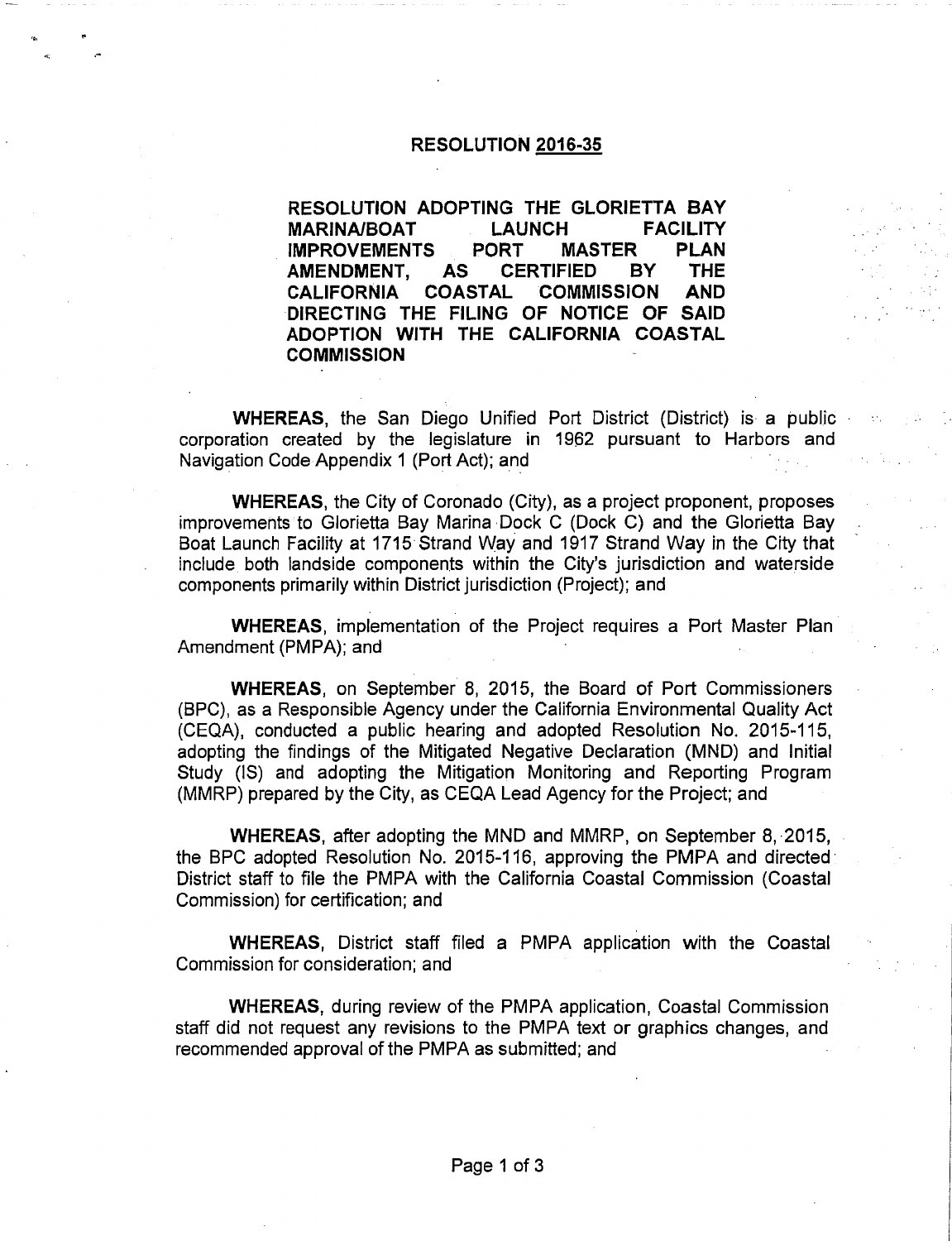# RESOLUTION 2016-35

**RESOLUTION ADOPTING THE GLORIETTA BAY MARINA/BOAT LAUNCH FACILITY IMPROVEMENTS PORT MASTER PLAN AMENDMENT, AS CERTIFIED BY THE CALIFORNIA COASTAL COMMISSION AND DIRECTING THE FILING OF NOTICE OF SAID ADOPTION WITH THE CALIFORNIA COASTAL COMMISSION**

**WHEREAS**, the San Diego Unified Port District (District) is a public corporation created by the legislature in 1962 pursuant to Harbors and Navigation Code Appendix 1 (Port Act); and

**WHEREAS**, the City of Coronado (City), as a project proponent, proposes improvements to Glorietta Bay Marina Dock C (Dock C) and the Glorietta Bay Boat Launch Facility at 1715 Strand Way and 1917 Strand Way in the City that include both landside components within the City's jurisdiction and waterside components primarily within District jurisdiction (Project); and

**WHEREAS**, implementation of the Project requires a Port Master Plan Amendment (PMPA); and

**WHEREAS**, on September 8, 2015, the Board of Port Commissioners (BPC), as a Responsible Agency under the California Environmental Quality Act (CEQA), conducted a public hearing and adopted Resolution No. 2015-115, adopting the findings of the Mitigated Negative Declaration (MND) and Initial Study (IS) and adopting the Mitigation Monitoring and Reporting Program (MMRP) prepared by the City, as CEQA Lead Agency for the Project; and

**WHEREAS**, after adopting the MND and MMRP, on September 8, 2015, the BPC adopted Resolution No. 2015-116, approving the PMPA and directed District staff to file the PMPA with the California Coastal Commission (Coastal Commission) for certification; and

**WHEREAS**, District staff filed a PMPA application with the Coastal Commission for consideration; and

**WHEREAS**, during review of the PMPA application, Coastal Commission staff did not request any revisions to the PMPA text or graphics changes, and recommended approval of the PMPA as submitted; and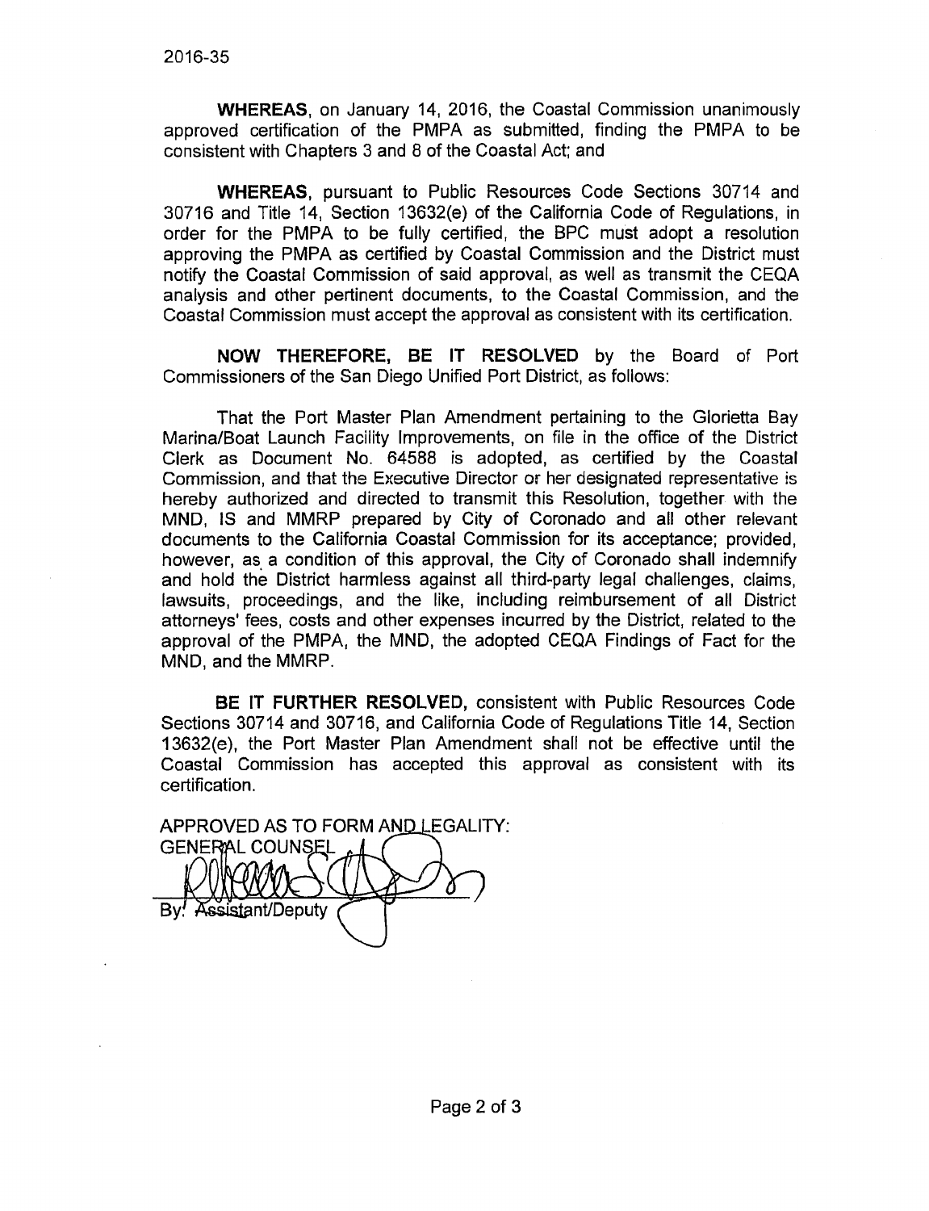2016-35

**WHEREAS**, on January 14, 2016, the Coastal Commission unanimously approved certification of the PMPA as submitted, finding the PMPA to be consistent with Chapters 3 and 8 of the Coastal Act; and

**WHEREAS**, pursuant to Public Resources Code Sections 30714 and 30716 and Title 14, Section 13632(e) of the California Code of Regulations, in order for the PMPA to be fully certified, the BPC must adopt a resolution approving the PMPA as certified by Coastal Commission and the District must notify the Coastal Commission of said approval, as well as transmit the CEQA analysis and other pertinent documents, to the Coastal Commission, and the Coastal Commission must accept the approval as consistent with its certification.

**NOW THEREFORE, BE IT RESOLVED** by the Board of Port Commissioners of the San Diego Unified Port District, as follows:

That the Port Master Plan Amendment pertaining to the Glorietta Bay Marina/Boat Launch Facility Improvements, on file in the office of the District Clerk as Document No. 64588 is adopted, as certified by the Coastal Commission, and that the Executive Director or her designated representative is hereby authorized and directed to transmit this Resolution, together with the MND, IS and MMRP prepared by City of Coronado and all other relevant documents to the California Coastal Commission for its acceptance; provided, however, as a condition of this approval, the City of Coronado shall indemnify and hold the District harmless against all third-party legal challenges, claims, lawsuits, proceedings, and the like, including reimbursement of all District attorneys' fees, costs and other expenses incurred by the District, related to the approval of the PMPA, the MND, the adopted CEQA Findings of Fact for the MND, and the MMRP.

**BE IT FURTHER RESOLVED,** consistent with Public Resources Code Sections 30714 and 30716, and California Code of Regulations Title 14, Section 13632(e), the Port Master Plan Amendment shall not be effective until the Coastal Commission has accepted this approval as consistent with its certification.

APPROVED AS TO FORM AND LEGALITY:
GENERAL COUNSEL

By: Assistant/Deputy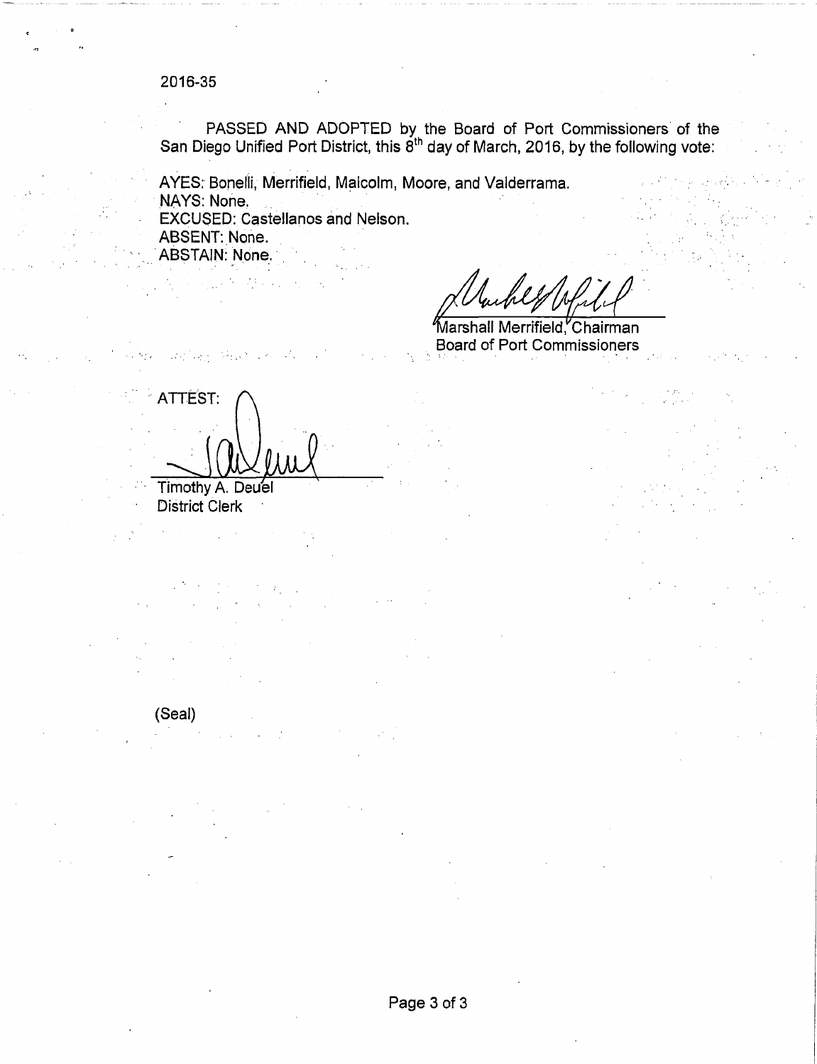2016-35

PASSED AND ADOPTED by the Board of Port Commissioners of the San Diego Unified Port District, this 8th day of March, 2016, by the following vote:

AYES: Bonelli, Merrifield, Malcolm, Moore, and Valderrama.
NAYS: None.
EXCUSED: Castellanos and Nelson.
ABSENT: None.
ABSTAIN: None.

Marshall Merrifield, Chairman
Board of Port Commissioners

ATTEST:

Timothy A. Deuel
District Clerk

(Seal)